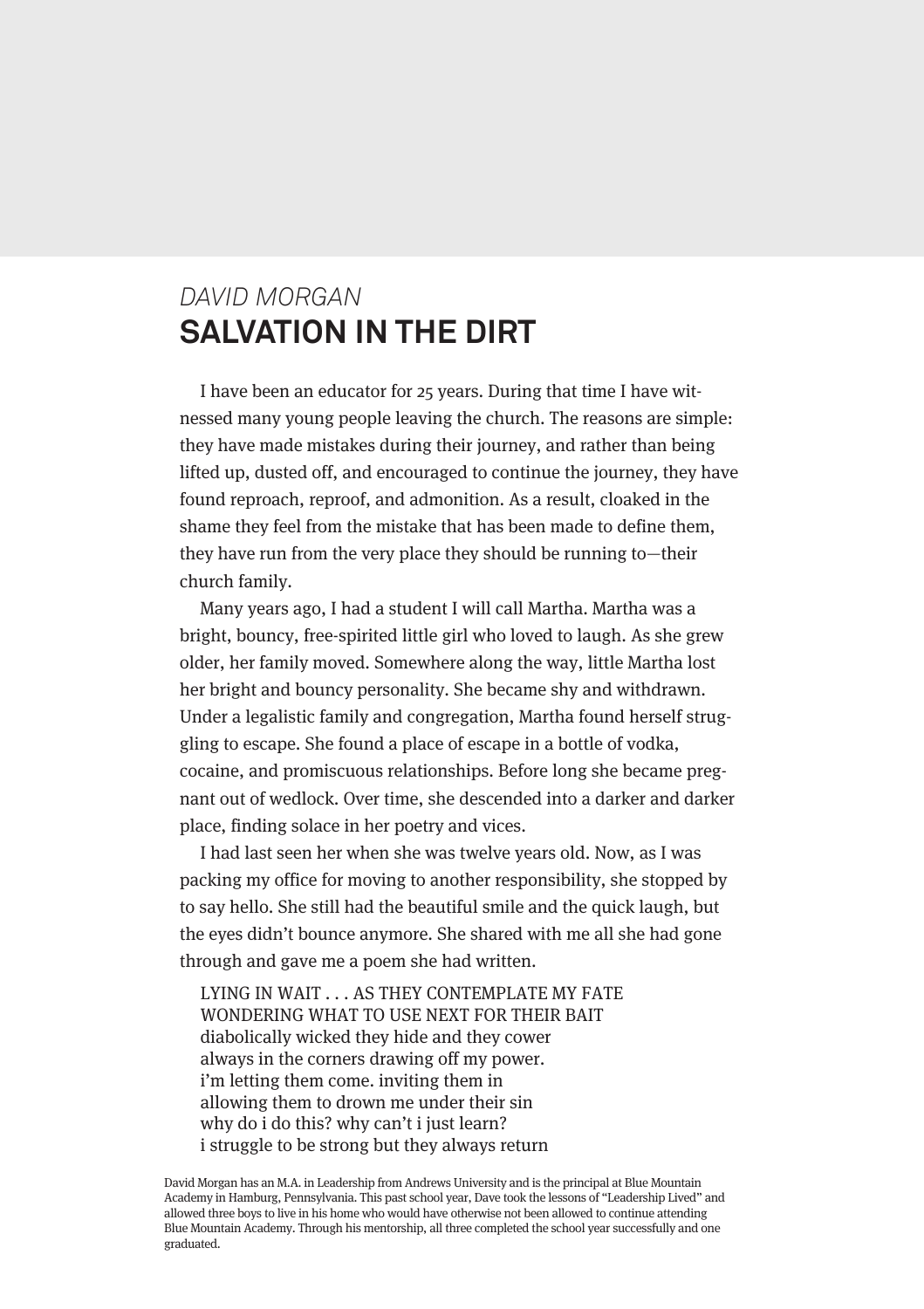*DAVID MORGAN*

# SALVATION IN THE DIRT

I have been an educator for 25 years. During that time I have witnessed many young people leaving the church. The reasons are simple: they have made mistakes during their journey, and rather than being lifted up, dusted off, and encouraged to continue the journey, they have found reproach, reproof, and admonition. As a result, cloaked in the shame they feel from the mistake that has been made to define them, they have run from the very place they should be running to—their church family.

Many years ago, I had a student I will call Martha. Martha was a bright, bouncy, free-spirited little girl who loved to laugh. As she grew older, her family moved. Somewhere along the way, little Martha lost her bright and bouncy personality. She became shy and withdrawn. Under a legalistic family and congregation, Martha found herself struggling to escape. She found a place of escape in a bottle of vodka, cocaine, and promiscuous relationships. Before long she became pregnant out of wedlock. Over time, she descended into a darker and darker place, finding solace in her poetry and vices.

I had last seen her when she was twelve years old. Now, as I was packing my office for moving to another responsibility, she stopped by to say hello. She still had the beautiful smile and the quick laugh, but the eyes didn't bounce anymore. She shared with me all she had gone through and gave me a poem she had written.

> LYING IN WAIT . . . AS THEY CONTEMPLATE MY FATE
> WONDERING WHAT TO USE NEXT FOR THEIR BAIT
> diabolically wicked they hide and they cower
> always in the corners drawing off my power.
> i'm letting them come. inviting them in
> allowing them to drown me under their sin
> why do i do this? why can't i just learn?
> i struggle to be strong but they always return

David Morgan has an M.A. in Leadership from Andrews University and is the principal at Blue Mountain Academy in Hamburg, Pennsylvania. This past school year, Dave took the lessons of "Leadership Lived" and allowed three boys to live in his home who would have otherwise not been allowed to continue attending Blue Mountain Academy. Through his mentorship, all three completed the school year successfully and one graduated.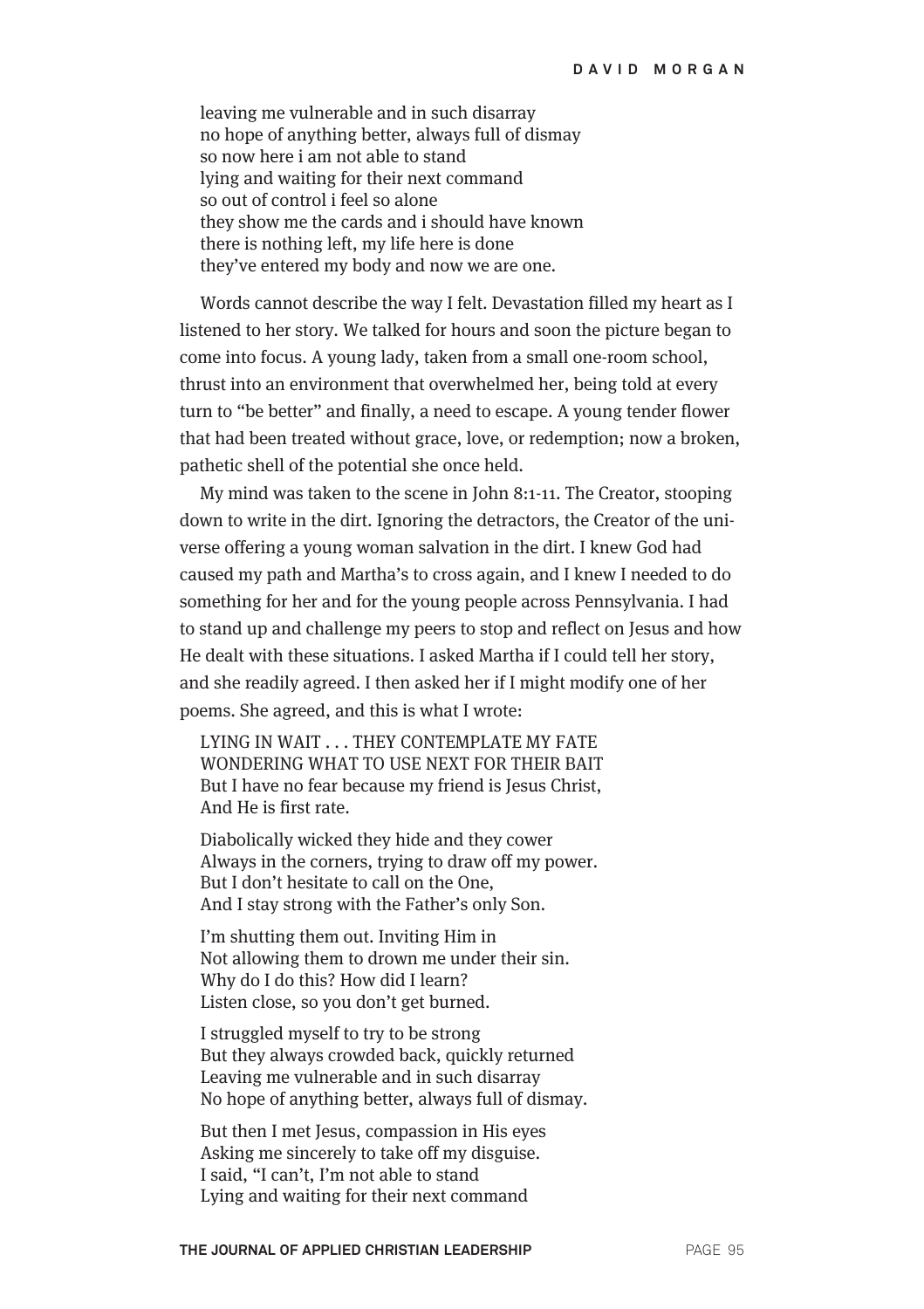leaving me vulnerable and in such disarray  
no hope of anything better, always full of dismay  
so now here i am not able to stand  
lying and waiting for their next command  
so out of control i feel so alone  
they show me the cards and i should have known  
there is nothing left, my life here is done  
they've entered my body and now we are one.

Words cannot describe the way I felt. Devastation filled my heart as I listened to her story. We talked for hours and soon the picture began to come into focus. A young lady, taken from a small one-room school, thrust into an environment that overwhelmed her, being told at every turn to "be better" and finally, a need to escape. A young tender flower that had been treated without grace, love, or redemption; now a broken, pathetic shell of the potential she once held.

My mind was taken to the scene in John 8:1-11. The Creator, stooping down to write in the dirt. Ignoring the detractors, the Creator of the universe offering a young woman salvation in the dirt. I knew God had caused my path and Martha's to cross again, and I knew I needed to do something for her and for the young people across Pennsylvania. I had to stand up and challenge my peers to stop and reflect on Jesus and how He dealt with these situations. I asked Martha if I could tell her story, and she readily agreed. I then asked her if I might modify one of her poems. She agreed, and this is what I wrote:

LYING IN WAIT . . . THEY CONTEMPLATE MY FATE  
WONDERING WHAT TO USE NEXT FOR THEIR BAIT  
But I have no fear because my friend is Jesus Christ,  
And He is first rate.

Diabolically wicked they hide and they cower  
Always in the corners, trying to draw off my power.  
But I don't hesitate to call on the One,  
And I stay strong with the Father's only Son.

I'm shutting them out. Inviting Him in  
Not allowing them to drown me under their sin.  
Why do I do this? How did I learn?  
Listen close, so you don't get burned.

I struggled myself to try to be strong  
But they always crowded back, quickly returned  
Leaving me vulnerable and in such disarray  
No hope of anything better, always full of dismay.

But then I met Jesus, compassion in His eyes  
Asking me sincerely to take off my disguise.  
I said, "I can't, I'm not able to stand  
Lying and waiting for their next command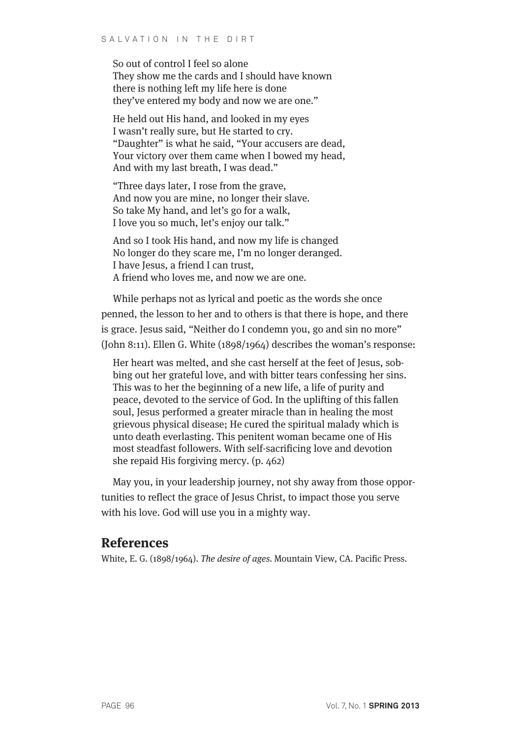So out of control I feel so alone  
They show me the cards and I should have known  
there is nothing left my life here is done  
they've entered my body and now we are one."

He held out His hand, and looked in my eyes  
I wasn't really sure, but He started to cry.  
"Daughter" is what he said, "Your accusers are dead,  
Your victory over them came when I bowed my head,  
And with my last breath, I was dead."

"Three days later, I rose from the grave,  
And now you are mine, no longer their slave.  
So take My hand, and let's go for a walk,  
I love you so much, let's enjoy our talk."

And so I took His hand, and now my life is changed  
No longer do they scare me, I'm no longer deranged.  
I have Jesus, a friend I can trust,  
A friend who loves me, and now we are one.

While perhaps not as lyrical and poetic as the words she once penned, the lesson to her and to others is that there is hope, and there is grace. Jesus said, "Neither do I condemn you, go and sin no more" (John 8:11). Ellen G. White (1898/1964) describes the woman's response:

> Her heart was melted, and she cast herself at the feet of Jesus, sobbing out her grateful love, and with bitter tears confessing her sins. This was to her the beginning of a new life, a life of purity and peace, devoted to the service of God. In the uplifting of this fallen soul, Jesus performed a greater miracle than in healing the most grievous physical disease; He cured the spiritual malady which is unto death everlasting. This penitent woman became one of His most steadfast followers. With self-sacrificing love and devotion she repaid His forgiving mercy. (p. 462)

May you, in your leadership journey, not shy away from those opportunities to reflect the grace of Jesus Christ, to impact those you serve with his love. God will use you in a mighty way.

## References

White, E. G. (1898/1964). *The desire of ages*. Mountain View, CA. Pacific Press.